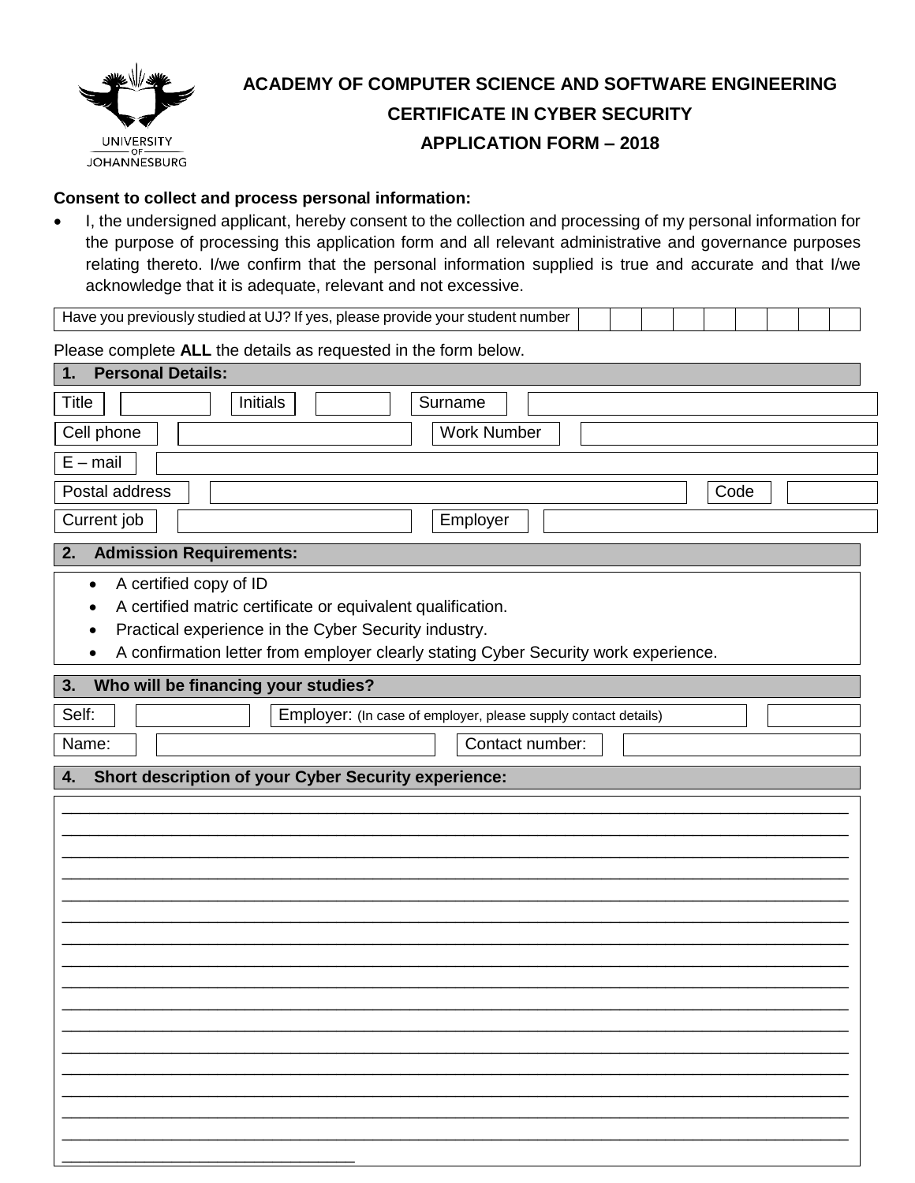UNIVERSITY OF JOHANNESBURG

# ACADEMY OF COMPUTER SCIENCE AND SOFTWARE ENGINEERING

## CERTIFICATE IN CYBER SECURITY

## APPLICATION FORM – 2018

**Consent to collect and process personal information:**

- I, the undersigned applicant, hereby consent to the collection and processing of my personal information for the purpose of processing this application form and all relevant administrative and governance purposes relating thereto. I/we confirm that the personal information supplied is true and accurate and that I/we acknowledge that it is adequate, relevant and not excessive.

| Have you previously studied at UJ? If yes, please provide your student number | | | | | | | | | |
|---|---|---|---|---|---|---|---|---|---|

Please complete **ALL** the details as requested in the form below.

### 1. Personal Details:

| Title | | Initials | | Surname | |
|---|---|---|---|---|---|

| Cell phone | | Work Number | |
|---|---|---|---|

| E – mail | |
|---|---|

| Postal address | | Code | |
|---|---|---|---|

| Current job | | Employer | |
|---|---|---|---|

### 2. Admission Requirements:

- A certified copy of ID
- A certified matric certificate or equivalent qualification.
- Practical experience in the Cyber Security industry.
- A confirmation letter from employer clearly stating Cyber Security work experience.

### 3. Who will be financing your studies?

| Self: | | Employer: (In case of employer, please supply contact details) | |
|---|---|---|---|
| Name: | | Contact number: | |

### 4. Short description of your Cyber Security experience:

______________________________________________________________________________
______________________________________________________________________________
______________________________________________________________________________
______________________________________________________________________________
______________________________________________________________________________
______________________________________________________________________________
______________________________________________________________________________
______________________________________________________________________________
______________________________________________________________________________
______________________________________________________________________________
______________________________________________________________________________
______________________________________________________________________________
______________________________________________________________________________
______________________________________________________________________________
______________________________________________________________________________
______________________________________________________________________________
______________________________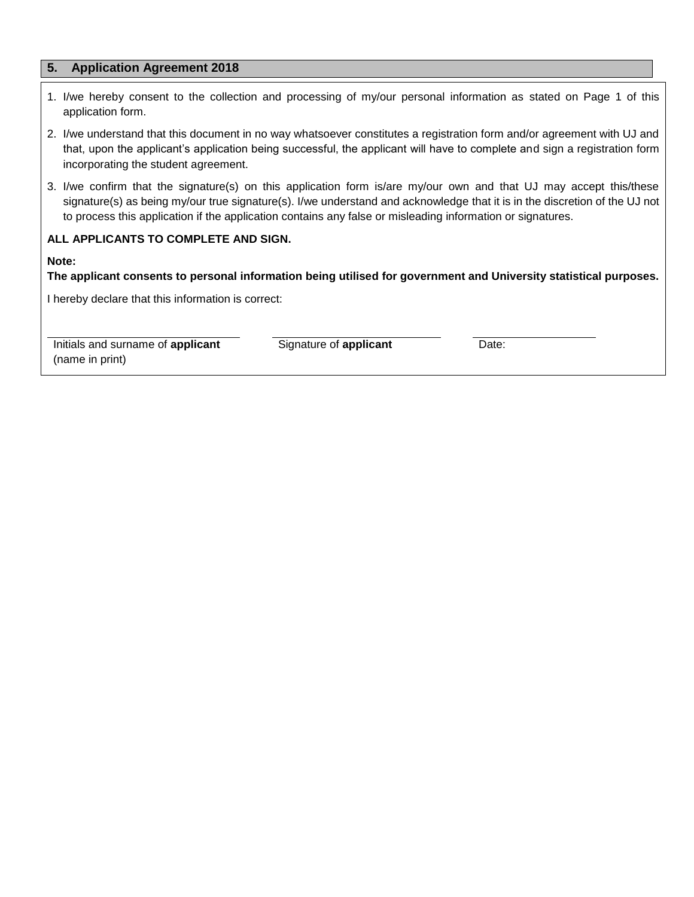## 5. Application Agreement 2018

1. I/we hereby consent to the collection and processing of my/our personal information as stated on Page 1 of this application form.
2. I/we understand that this document in no way whatsoever constitutes a registration form and/or agreement with UJ and that, upon the applicant's application being successful, the applicant will have to complete and sign a registration form incorporating the student agreement.
3. I/we confirm that the signature(s) on this application form is/are my/our own and that UJ may accept this/these signature(s) as being my/our true signature(s). I/we understand and acknowledge that it is in the discretion of the UJ not to process this application if the application contains any false or misleading information or signatures.

**ALL APPLICANTS TO COMPLETE AND SIGN.**

**Note:**
**The applicant consents to personal information being utilised for government and University statistical purposes.**

I hereby declare that this information is correct:

| | | |
|---|---|---|
| Initials and surname of **applicant** (name in print) | Signature of **applicant** | Date: |